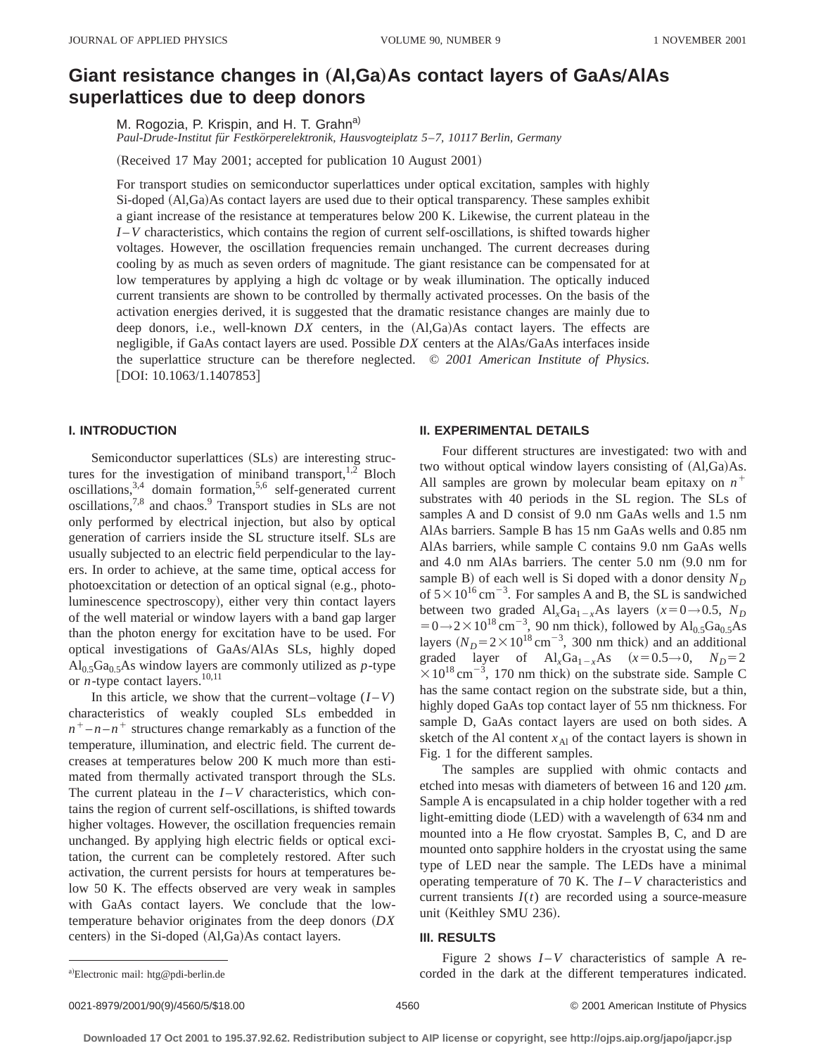# Giant resistance changes in (Al,Ga)As contact layers of GaAs/AlAs superlattices due to deep donors

M. Rogozia, P. Krispin, and H. T. Grahn[a]

*Paul-Drude-Institut für Festkörperelektronik, Hausvogteiplatz 5–7, 10117 Berlin, Germany*

(Received 17 May 2001; accepted for publication 10 August 2001)

For transport studies on semiconductor superlattices under optical excitation, samples with highly Si-doped (Al,Ga)As contact layers are used due to their optical transparency. These samples exhibit a giant increase of the resistance at temperatures below 200 K. Likewise, the current plateau in the $I$–$V$ characteristics, which contains the region of current self-oscillations, is shifted towards higher voltages. However, the oscillation frequencies remain unchanged. The current decreases during cooling by as much as seven orders of magnitude. The giant resistance can be compensated for at low temperatures by applying a high dc voltage or by weak illumination. The optically induced current transients are shown to be controlled by thermally activated processes. On the basis of the activation energies derived, it is suggested that the dramatic resistance changes are mainly due to deep donors, i.e., well-known *DX* centers, in the (Al,Ga)As contact layers. The effects are negligible, if GaAs contact layers are used. Possible *DX* centers at the AlAs/GaAs interfaces inside the superlattice structure can be therefore neglected. © *2001 American Institute of Physics.* [DOI: 10.1063/1.1407853]

## I. INTRODUCTION

Semiconductor superlattices (SLs) are interesting structures for the investigation of miniband transport,[1,2] Bloch oscillations,[3,4] domain formation,[5,6] self-generated current oscillations,[7,8] and chaos.[9] Transport studies in SLs are not only performed by electrical injection, but also by optical generation of carriers inside the SL structure itself. SLs are usually subjected to an electric field perpendicular to the layers. In order to achieve, at the same time, optical access for photoexcitation or detection of an optical signal (e.g., photoluminescence spectroscopy), either very thin contact layers of the well material or window layers with a band gap larger than the photon energy for excitation have to be used. For optical investigations of GaAs/AlAs SLs, highly doped $Al_{0.5}Ga_{0.5}As$ window layers are commonly utilized as *p*-type or *n*-type contact layers.[10,11]

In this article, we show that the current–voltage ($I$–$V$) characteristics of weakly coupled SLs embedded in $n^+$–$n$–$n^+$ structures change remarkably as a function of the temperature, illumination, and electric field. The current decreases at temperatures below 200 K much more than estimated from thermally activated transport through the SLs. The current plateau in the $I$–$V$ characteristics, which contains the region of current self-oscillations, is shifted towards higher voltages. However, the oscillation frequencies remain unchanged. By applying high electric fields or optical excitation, the current can be completely restored. After such activation, the current persists for hours at temperatures below 50 K. The effects observed are very weak in samples with GaAs contact layers. We conclude that the low-temperature behavior originates from the deep donors (*DX* centers) in the Si-doped (Al,Ga)As contact layers.

## II. EXPERIMENTAL DETAILS

Four different structures are investigated: two with and two without optical window layers consisting of (Al,Ga)As. All samples are grown by molecular beam epitaxy on $n^+$ substrates with 40 periods in the SL region. The SLs of samples A and D consist of 9.0 nm GaAs wells and 1.5 nm AlAs barriers. Sample B has 15 nm GaAs wells and 0.85 nm AlAs barriers, while sample C contains 9.0 nm GaAs wells and 4.0 nm AlAs barriers. The center 5.0 nm (9.0 nm for sample B) of each well is Si doped with a donor density $N_D$ of $5\times10^{16}\,\mathrm{cm}^{-3}$. For samples A and B, the SL is sandwiched between two graded $Al_xGa_{1-x}As$ layers ($x=0\rightarrow0.5$, $N_D=0\rightarrow2\times10^{18}\,\mathrm{cm}^{-3}$, 90 nm thick), followed by $Al_{0.5}Ga_{0.5}As$ layers ($N_D=2\times10^{18}\,\mathrm{cm}^{-3}$, 300 nm thick) and an additional graded layer of $Al_xGa_{1-x}As$ ($x=0.5\rightarrow0$, $N_D=2\times10^{18}\,\mathrm{cm}^{-3}$, 170 nm thick) on the substrate side. Sample C has the same contact region on the substrate side, but a thin, highly doped GaAs top contact layer of 55 nm thickness. For sample D, GaAs contact layers are used on both sides. A sketch of the Al content $x_{\mathrm{Al}}$ of the contact layers is shown in Fig. 1 for the different samples.

The samples are supplied with ohmic contacts and etched into mesas with diameters of between 16 and 120 $\mu$m. Sample A is encapsulated in a chip holder together with a red light-emitting diode (LED) with a wavelength of 634 nm and mounted into a He flow cryostat. Samples B, C, and D are mounted onto sapphire holders in the cryostat using the same type of LED near the sample. The LEDs have a minimal operating temperature of 70 K. The $I$–$V$ characteristics and current transients $I(t)$ are recorded using a source-measure unit (Keithley SMU 236).

## III. RESULTS

Figure 2 shows $I$–$V$ characteristics of sample A recorded in the dark at the different temperatures indicated.

[a]Electronic mail: htg@pdi-berlin.de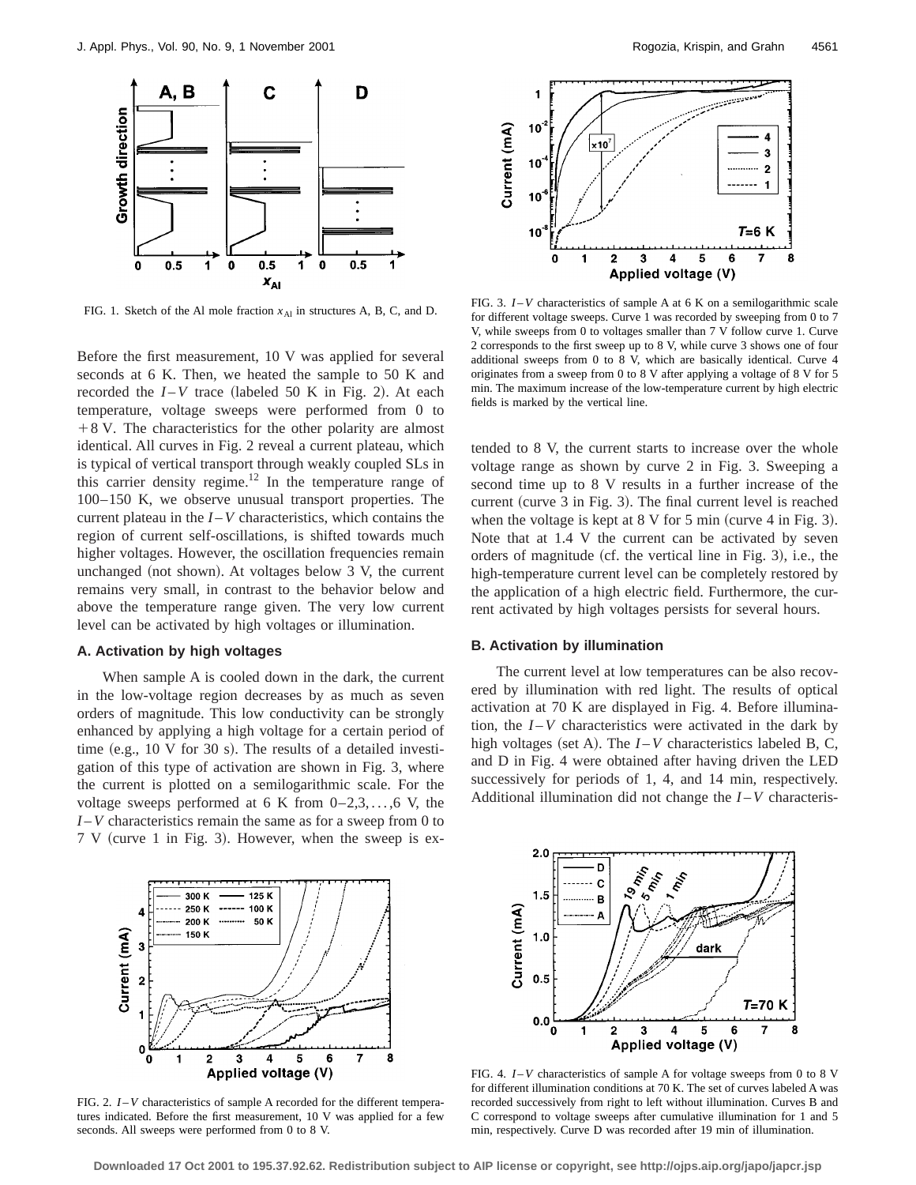FIG. 1. Sketch of the Al mole fraction $x_{Al}$ in structures A, B, C, and D.

Before the first measurement, 10 V was applied for several seconds at 6 K. Then, we heated the sample to 50 K and recorded the $I$–$V$ trace (labeled 50 K in Fig. 2). At each temperature, voltage sweeps were performed from 0 to +8 V. The characteristics for the other polarity are almost identical. All curves in Fig. 2 reveal a current plateau, which is typical of vertical transport through weakly coupled SLs in this carrier density regime.[12] In the temperature range of 100–150 K, we observe unusual transport properties. The current plateau in the $I$–$V$ characteristics, which contains the region of current self-oscillations, is shifted towards much higher voltages. However, the oscillation frequencies remain unchanged (not shown). At voltages below 3 V, the current remains very small, in contrast to the behavior below and above the temperature range given. The very low current level can be activated by high voltages or illumination.

### A. Activation by high voltages

When sample A is cooled down in the dark, the current in the low-voltage region decreases by as much as seven orders of magnitude. This low conductivity can be strongly enhanced by applying a high voltage for a certain period of time (e.g., 10 V for 30 s). The results of a detailed investigation of this type of activation are shown in Fig. 3, where the current is plotted on a semilogarithmic scale. For the voltage sweeps performed at 6 K from 0–2,3,...,6 V, the $I$–$V$ characteristics remain the same as for a sweep from 0 to 7 V (curve 1 in Fig. 3). However, when the sweep is extended to 8 V, the current starts to increase over the whole voltage range as shown by curve 2 in Fig. 3. Sweeping a second time up to 8 V results in a further increase of the current (curve 3 in Fig. 3). The final current level is reached when the voltage is kept at 8 V for 5 min (curve 4 in Fig. 3). Note that at 1.4 V the current can be activated by seven orders of magnitude (cf. the vertical line in Fig. 3), i.e., the high-temperature current level can be completely restored by the application of a high electric field. Furthermore, the current activated by high voltages persists for several hours.

FIG. 3. $I$–$V$ characteristics of sample A at 6 K on a semilogarithmic scale for different voltage sweeps. Curve 1 was recorded by sweeping from 0 to 7 V, while sweeps from 0 to voltages smaller than 7 V follow curve 1. Curve 2 corresponds to the first sweep up to 8 V, while curve 3 shows one of four additional sweeps from 0 to 8 V, which are basically identical. Curve 4 originates from a sweep from 0 to 8 V after applying a voltage of 8 V for 5 min. The maximum increase of the low-temperature current by high electric fields is marked by the vertical line.

### B. Activation by illumination

The current level at low temperatures can be also recovered by illumination with red light. The results of optical activation at 70 K are displayed in Fig. 4. Before illumination, the $I$–$V$ characteristics were activated in the dark by high voltages (set A). The $I$–$V$ characteristics labeled B, C, and D in Fig. 4 were obtained after having driven the LED successively for periods of 1, 4, and 14 min, respectively. Additional illumination did not change the $I$–$V$ characteris-

FIG. 2. $I$–$V$ characteristics of sample A recorded for the different temperatures indicated. Before the first measurement, 10 V was applied for a few seconds. All sweeps were performed from 0 to 8 V.

FIG. 4. $I$–$V$ characteristics of sample A for voltage sweeps from 0 to 8 V for different illumination conditions at 70 K. The set of curves labeled A was recorded successively from right to left without illumination. Curves B and C correspond to voltage sweeps after cumulative illumination for 1 and 5 min, respectively. Curve D was recorded after 19 min of illumination.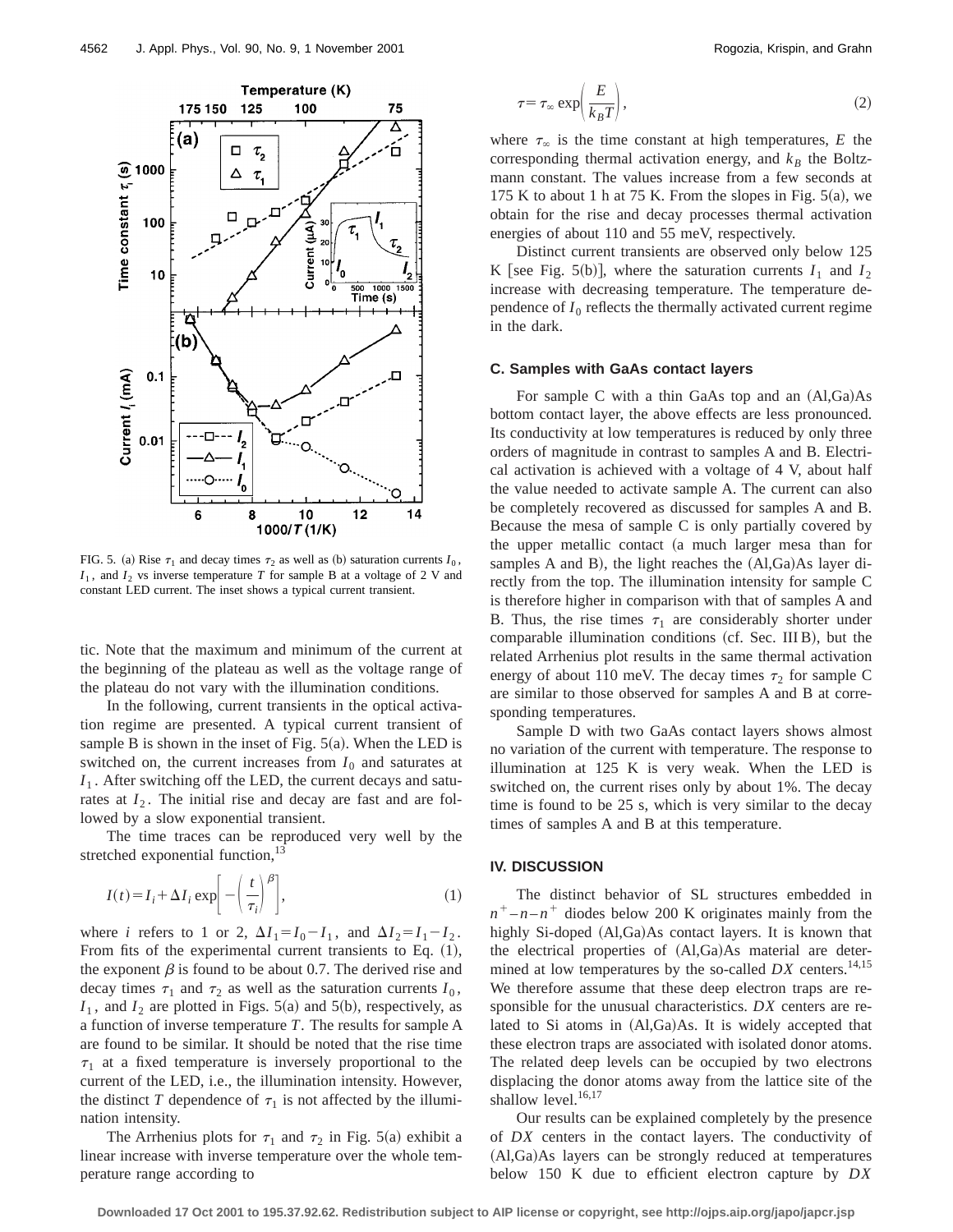FIG. 5. (a) Rise $\tau_1$ and decay times $\tau_2$ as well as (b) saturation currents $I_0$, $I_1$, and $I_2$ vs inverse temperature $T$ for sample B at a voltage of 2 V and constant LED current. The inset shows a typical current transient.

tic. Note that the maximum and minimum of the current at the beginning of the plateau as well as the voltage range of the plateau do not vary with the illumination conditions.

In the following, current transients in the optical activation regime are presented. A typical current transient of sample B is shown in the inset of Fig. 5(a). When the LED is switched on, the current increases from $I_0$ and saturates at $I_1$. After switching off the LED, the current decays and saturates at $I_2$. The initial rise and decay are fast and are followed by a slow exponential transient.

The time traces can be reproduced very well by the stretched exponential function,[13]

$$I(t)=I_i+\Delta I_i \exp\left[-\left(\frac{t}{\tau_i}\right)^{\beta}\right], \tag{1}$$

where $i$ refers to 1 or 2, $\Delta I_1=I_0-I_1$, and $\Delta I_2=I_1-I_2$. From fits of the experimental current transients to Eq. (1), the exponent $\beta$ is found to be about 0.7. The derived rise and decay times $\tau_1$ and $\tau_2$ as well as the saturation currents $I_0$, $I_1$, and $I_2$ are plotted in Figs. 5(a) and 5(b), respectively, as a function of inverse temperature $T$. The results for sample A are found to be similar. It should be noted that the rise time $\tau_1$ at a fixed temperature is inversely proportional to the current of the LED, i.e., the illumination intensity. However, the distinct $T$ dependence of $\tau_1$ is not affected by the illumination intensity.

The Arrhenius plots for $\tau_1$ and $\tau_2$ in Fig. 5(a) exhibit a linear increase with inverse temperature over the whole temperature range according to

$$\tau=\tau_{\infty}\exp\left(\frac{E}{k_B T}\right), \tag{2}$$

where $\tau_{\infty}$ is the time constant at high temperatures, $E$ the corresponding thermal activation energy, and $k_B$ the Boltzmann constant. The values increase from a few seconds at 175 K to about 1 h at 75 K. From the slopes in Fig. 5(a), we obtain for the rise and decay processes thermal activation energies of about 110 and 55 meV, respectively.

Distinct current transients are observed only below 125 K [see Fig. 5(b)], where the saturation currents $I_1$ and $I_2$ increase with decreasing temperature. The temperature dependence of $I_0$ reflects the thermally activated current regime in the dark.

### C. Samples with GaAs contact layers

For sample C with a thin GaAs top and an (Al,Ga)As bottom contact layer, the above effects are less pronounced. Its conductivity at low temperatures is reduced by only three orders of magnitude in contrast to samples A and B. Electrical activation is achieved with a voltage of 4 V, about half the value needed to activate sample A. The current can also be completely recovered as discussed for samples A and B. Because the mesa of sample C is only partially covered by the upper metallic contact (a much larger mesa than for samples A and B), the light reaches the (Al,Ga)As layer directly from the top. The illumination intensity for sample C is therefore higher in comparison with that of samples A and B. Thus, the rise times $\tau_1$ are considerably shorter under comparable illumination conditions (cf. Sec. III B), but the related Arrhenius plot results in the same thermal activation energy of about 110 meV. The decay times $\tau_2$ for sample C are similar to those observed for samples A and B at corresponding temperatures.

Sample D with two GaAs contact layers shows almost no variation of the current with temperature. The response to illumination at 125 K is very weak. When the LED is switched on, the current rises only by about 1%. The decay time is found to be 25 s, which is very similar to the decay times of samples A and B at this temperature.

## IV. DISCUSSION

The distinct behavior of SL structures embedded in $n^+-n-n^+$ diodes below 200 K originates mainly from the highly Si-doped (Al,Ga)As contact layers. It is known that the electrical properties of (Al,Ga)As material are determined at low temperatures by the so-called *DX* centers.[14,15] We therefore assume that these deep electron traps are responsible for the unusual characteristics. *DX* centers are related to Si atoms in (Al,Ga)As. It is widely accepted that these electron traps are associated with isolated donor atoms. The related deep levels can be occupied by two electrons displacing the donor atoms away from the lattice site of the shallow level.[16,17]

Our results can be explained completely by the presence of *DX* centers in the contact layers. The conductivity of (Al,Ga)As layers can be strongly reduced at temperatures below 150 K due to efficient electron capture by *DX*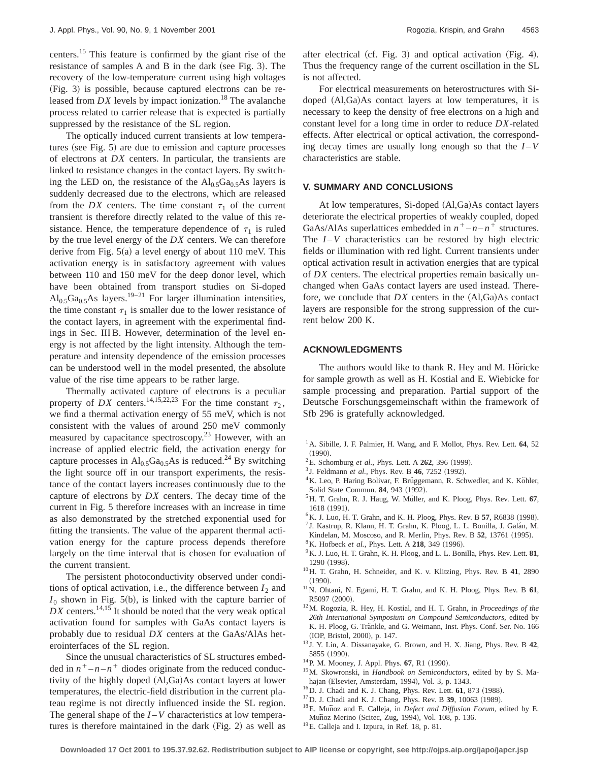centers.[15] This feature is confirmed by the giant rise of the resistance of samples A and B in the dark (see Fig. 3). The recovery of the low-temperature current using high voltages (Fig. 3) is possible, because captured electrons can be released from *DX* levels by impact ionization.[18] The avalanche process related to carrier release that is expected is partially suppressed by the resistance of the SL region.

The optically induced current transients at low temperatures (see Fig. 5) are due to emission and capture processes of electrons at *DX* centers. In particular, the transients are linked to resistance changes in the contact layers. By switching the LED on, the resistance of the $Al_{0.5}Ga_{0.5}As$ layers is suddenly decreased due to the electrons, which are released from the *DX* centers. The time constant $\tau_1$ of the current transient is therefore directly related to the value of this resistance. Hence, the temperature dependence of $\tau_1$ is ruled by the true level energy of the *DX* centers. We can therefore derive from Fig. 5(a) a level energy of about 110 meV. This activation energy is in satisfactory agreement with values between 110 and 150 meV for the deep donor level, which have been obtained from transport studies on Si-doped $Al_{0.5}Ga_{0.5}As$ layers.[19–21] For larger illumination intensities, the time constant $\tau_1$ is smaller due to the lower resistance of the contact layers, in agreement with the experimental findings in Sec. III B. However, determination of the level energy is not affected by the light intensity. Although the temperature and intensity dependence of the emission processes can be understood well in the model presented, the absolute value of the rise time appears to be rather large.

Thermally activated capture of electrons is a peculiar property of *DX* centers.[14,15,22,23] For the time constant $\tau_2$, we find a thermal activation energy of 55 meV, which is not consistent with the values of around 250 meV commonly measured by capacitance spectroscopy.[23] However, with an increase of applied electric field, the activation energy for capture processes in $Al_{0.5}Ga_{0.5}As$ is reduced.[24] By switching the light source off in our transport experiments, the resistance of the contact layers increases continuously due to the capture of electrons by *DX* centers. The decay time of the current in Fig. 5 therefore increases with an increase in time as also demonstrated by the stretched exponential used for fitting the transients. The value of the apparent thermal activation energy for the capture process depends therefore largely on the time interval that is chosen for evaluation of the current transient.

The persistent photoconductivity observed under conditions of optical activation, i.e., the difference between $I_2$ and $I_0$ shown in Fig. 5(b), is linked with the capture barrier of *DX* centers.[14,15] It should be noted that the very weak optical activation found for samples with GaAs contact layers is probably due to residual *DX* centers at the GaAs/AlAs heterointerfaces of the SL region.

Since the unusual characteristics of SL structures embedded in $n^+-n-n^+$ diodes originate from the reduced conductivity of the highly doped (Al,Ga)As contact layers at lower temperatures, the electric-field distribution in the current plateau regime is not directly influenced inside the SL region. The general shape of the $I-V$ characteristics at low temperatures is therefore maintained in the dark (Fig. 2) as well as after electrical (cf. Fig. 3) and optical activation (Fig. 4). Thus the frequency range of the current oscillation in the SL is not affected.

For electrical measurements on heterostructures with Si-doped (Al,Ga)As contact layers at low temperatures, it is necessary to keep the density of free electrons on a high and constant level for a long time in order to reduce *DX*-related effects. After electrical or optical activation, the corresponding decay times are usually long enough so that the $I-V$ characteristics are stable.

## V. SUMMARY AND CONCLUSIONS

At low temperatures, Si-doped (Al,Ga)As contact layers deteriorate the electrical properties of weakly coupled, doped GaAs/AlAs superlattices embedded in $n^+-n-n^+$ structures. The $I-V$ characteristics can be restored by high electric fields or illumination with red light. Current transients under optical activation result in activation energies that are typical of *DX* centers. The electrical properties remain basically unchanged when GaAs contact layers are used instead. Therefore, we conclude that *DX* centers in the (Al,Ga)As contact layers are responsible for the strong suppression of the current below 200 K.

## ACKNOWLEDGMENTS

The authors would like to thank R. Hey and M. Höricke for sample growth as well as H. Kostial and E. Wiebicke for sample processing and preparation. Partial support of the Deutsche Forschungsgemeinschaft within the framework of Sfb 296 is gratefully acknowledged.

[1] A. Sibille, J. F. Palmier, H. Wang, and F. Mollot, Phys. Rev. Lett. **64**, 52 (1990).
[2] E. Schomburg *et al.*, Phys. Lett. A **262**, 396 (1999).
[3] J. Feldmann *et al.*, Phys. Rev. B **46**, 7252 (1992).
[4] K. Leo, P. Haring Bolivar, F. Brüggemann, R. Schwedler, and K. Köhler, Solid State Commun. **84**, 943 (1992).
[5] H. T. Grahn, R. J. Haug, W. Müller, and K. Ploog, Phys. Rev. Lett. **67**, 1618 (1991).
[6] K. J. Luo, H. T. Grahn, and K. H. Ploog, Phys. Rev. B **57**, R6838 (1998).
[7] J. Kastrup, R. Klann, H. T. Grahn, K. Ploog, L. L. Bonilla, J. Galán, M. Kindelan, M. Moscoso, and R. Merlin, Phys. Rev. B **52**, 13761 (1995).
[8] K. Hofbeck *et al.*, Phys. Lett. A **218**, 349 (1996).
[9] K. J. Luo, H. T. Grahn, K. H. Ploog, and L. L. Bonilla, Phys. Rev. Lett. **81**, 1290 (1998).
[10] H. T. Grahn, H. Schneider, and K. v. Klitzing, Phys. Rev. B **41**, 2890 (1990).
[11] N. Ohtani, N. Egami, H. T. Grahn, and K. H. Ploog, Phys. Rev. B **61**, R5097 (2000).
[12] M. Rogozia, R. Hey, H. Kostial, and H. T. Grahn, in *Proceedings of the 26th International Symposium on Compound Semiconductors*, edited by K. H. Ploog, G. Tränkle, and G. Weimann, Inst. Phys. Conf. Ser. No. 166 (IOP, Bristol, 2000), p. 147.
[13] J. Y. Lin, A. Dissanayake, G. Brown, and H. X. Jiang, Phys. Rev. B **42**, 5855 (1990).
[14] P. M. Mooney, J. Appl. Phys. **67**, R1 (1990).
[15] M. Skowronski, in *Handbook on Semiconductors*, edited by S. Mahajan (Elsevier, Amsterdam, 1994), Vol. 3, p. 1343.
[16] D. J. Chadi and K. J. Chang, Phys. Rev. Lett. **61**, 873 (1988).
[17] D. J. Chadi and K. J. Chang, Phys. Rev. B **39**, 10063 (1989).
[18] E. Muñoz and E. Calleja, in *Defect and Diffusion Forum*, edited by E. Muñoz Merino (Scitec, Zug, 1994), Vol. 108, p. 136.
[19] E. Calleja and I. Izpura, in Ref. 18, p. 81.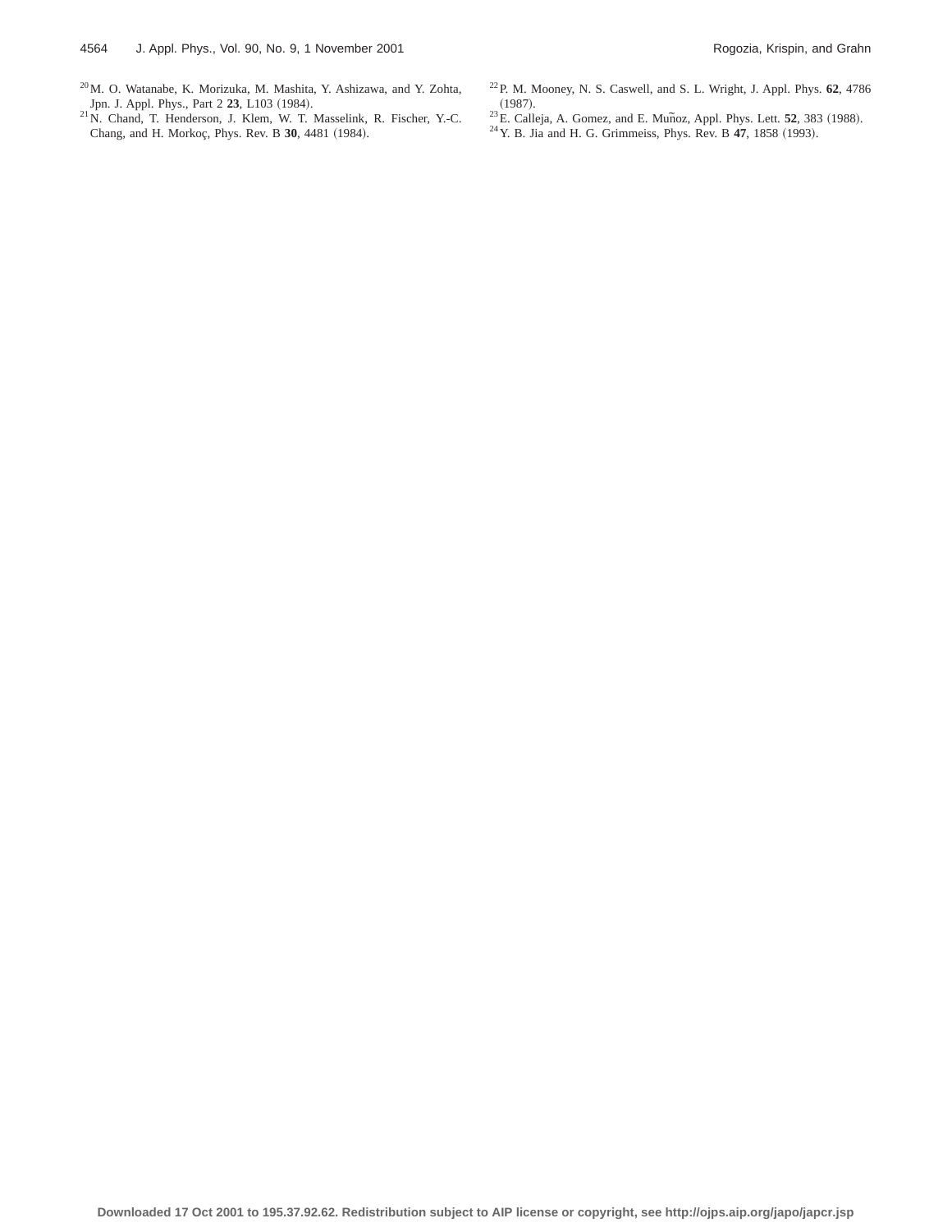[20] M. O. Watanabe, K. Morizuka, M. Mashita, Y. Ashizawa, and Y. Zohta, Jpn. J. Appl. Phys., Part 2 **23**, L103 (1984).

[21] N. Chand, T. Henderson, J. Klem, W. T. Masselink, R. Fischer, Y.-C. Chang, and H. Morkoç, Phys. Rev. B **30**, 4481 (1984).

[22] P. M. Mooney, N. S. Caswell, and S. L. Wright, J. Appl. Phys. **62**, 4786 (1987).

[23] E. Calleja, A. Gomez, and E. Muñoz, Appl. Phys. Lett. **52**, 383 (1988).

[24] Y. B. Jia and H. G. Grimmeiss, Phys. Rev. B **47**, 1858 (1993).

Downloaded 17 Oct 2001 to 195.37.92.62. Redistribution subject to AIP license or copyright, see http://ojps.aip.org/japo/japcr.jsp